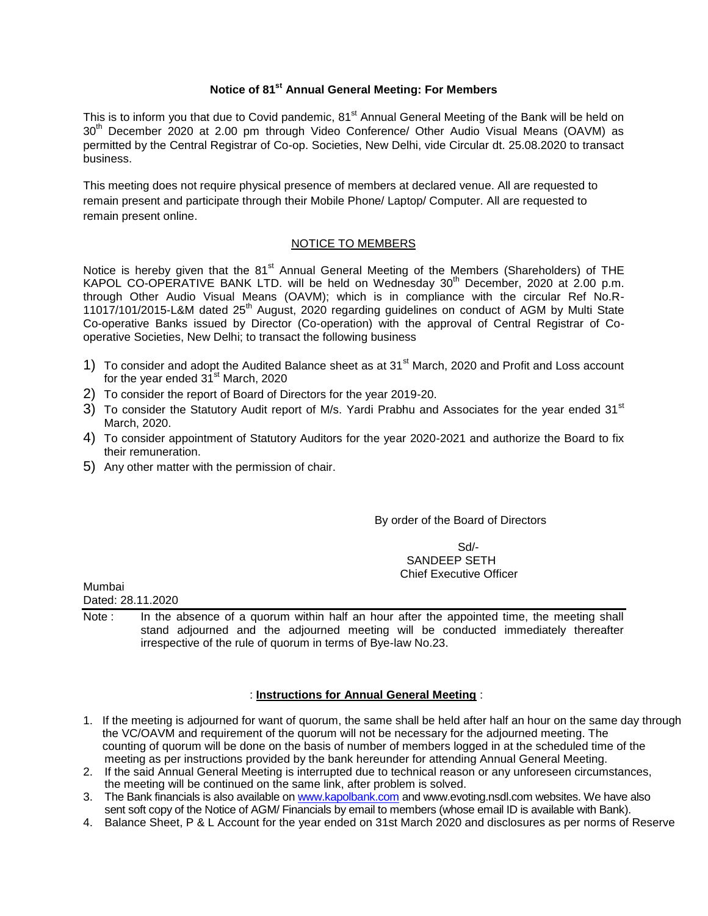## Notice of 81st Annual General Meeting: For Members

This is to inform you that due to Covid pandemic, 81st Annual General Meeting of the Bank will be held on 30th December 2020 at 2.00 pm through Video Conference/ Other Audio Visual Means (OAVM) as permitted by the Central Registrar of Co-op. Societies, New Delhi, vide Circular dt. 25.08.2020 to transact business.

This meeting does not require physical presence of members at declared venue. All are requested to remain present and participate through their Mobile Phone/ Laptop/ Computer. All are requested to remain present online.

### NOTICE TO MEMBERS

Notice is hereby given that the 81st Annual General Meeting of the Members (Shareholders) of THE KAPOL CO-OPERATIVE BANK LTD. will be held on Wednesday 30th December, 2020 at 2.00 p.m. through Other Audio Visual Means (OAVM); which is in compliance with the circular Ref No.R-11017/101/2015-L&M dated 25th August, 2020 regarding guidelines on conduct of AGM by Multi State Co-operative Banks issued by Director (Co-operation) with the approval of Central Registrar of Co-operative Societies, New Delhi; to transact the following business

1) To consider and adopt the Audited Balance sheet as at 31st March, 2020 and Profit and Loss account for the year ended 31st March, 2020
2) To consider the report of Board of Directors for the year 2019-20.
3) To consider the Statutory Audit report of M/s. Yardi Prabhu and Associates for the year ended 31st March, 2020.
4) To consider appointment of Statutory Auditors for the year 2020-2021 and authorize the Board to fix their remuneration.
5) Any other matter with the permission of chair.

By order of the Board of Directors

Sd/-
SANDEEP SETH
Chief Executive Officer

Mumbai
Dated: 28.11.2020

Note : In the absence of a quorum within half an hour after the appointed time, the meeting shall stand adjourned and the adjourned meeting will be conducted immediately thereafter irrespective of the rule of quorum in terms of Bye-law No.23.

### : Instructions for Annual General Meeting :

1. If the meeting is adjourned for want of quorum, the same shall be held after half an hour on the same day through the VC/OAVM and requirement of the quorum will not be necessary for the adjourned meeting. The counting of quorum will be done on the basis of number of members logged in at the scheduled time of the meeting as per instructions provided by the bank hereunder for attending Annual General Meeting.
2. If the said Annual General Meeting is interrupted due to technical reason or any unforeseen circumstances, the meeting will be continued on the same link, after problem is solved.
3. The Bank financials is also available on www.kapolbank.com and www.evoting.nsdl.com websites. We have also sent soft copy of the Notice of AGM/ Financials by email to members (whose email ID is available with Bank).
4. Balance Sheet, P & L Account for the year ended on 31st March 2020 and disclosures as per norms of Reserve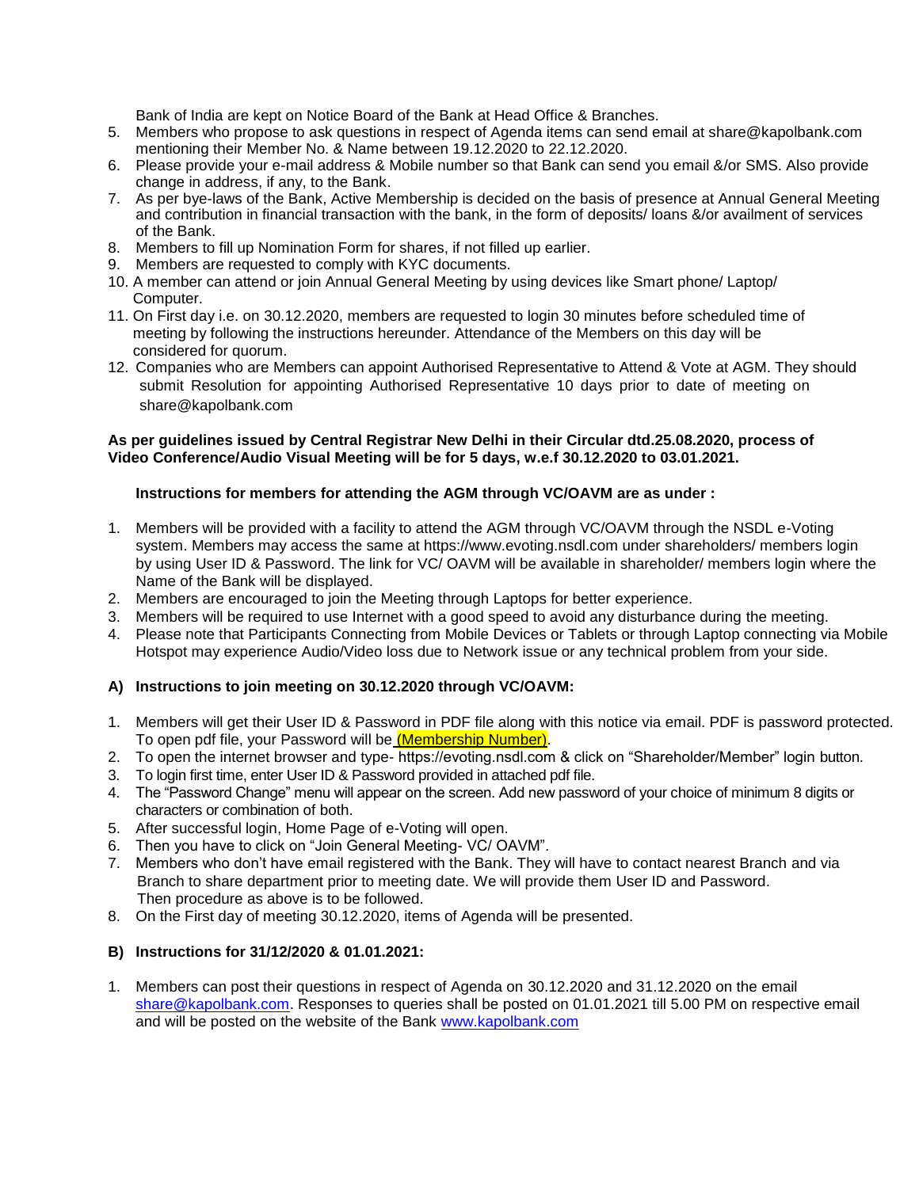Bank of India are kept on Notice Board of the Bank at Head Office & Branches.

5. Members who propose to ask questions in respect of Agenda items can send email at share@kapolbank.com mentioning their Member No. & Name between 19.12.2020 to 22.12.2020.
6. Please provide your e-mail address & Mobile number so that Bank can send you email &/or SMS. Also provide change in address, if any, to the Bank.
7. As per bye-laws of the Bank, Active Membership is decided on the basis of presence at Annual General Meeting and contribution in financial transaction with the bank, in the form of deposits/ loans &/or availment of services of the Bank.
8. Members to fill up Nomination Form for shares, if not filled up earlier.
9. Members are requested to comply with KYC documents.
10. A member can attend or join Annual General Meeting by using devices like Smart phone/ Laptop/ Computer.
11. On First day i.e. on 30.12.2020, members are requested to login 30 minutes before scheduled time of meeting by following the instructions hereunder. Attendance of the Members on this day will be considered for quorum.
12. Companies who are Members can appoint Authorised Representative to Attend & Vote at AGM. They should submit Resolution for appointing Authorised Representative 10 days prior to date of meeting on share@kapolbank.com

**As per guidelines issued by Central Registrar New Delhi in their Circular dtd.25.08.2020, process of Video Conference/Audio Visual Meeting will be for 5 days, w.e.f 30.12.2020 to 03.01.2021.**

**Instructions for members for attending the AGM through VC/OAVM are as under :**

1. Members will be provided with a facility to attend the AGM through VC/OAVM through the NSDL e-Voting system. Members may access the same at https://www.evoting.nsdl.com under shareholders/ members login by using User ID & Password. The link for VC/ OAVM will be available in shareholder/ members login where the Name of the Bank will be displayed.
2. Members are encouraged to join the Meeting through Laptops for better experience.
3. Members will be required to use Internet with a good speed to avoid any disturbance during the meeting.
4. Please note that Participants Connecting from Mobile Devices or Tablets or through Laptop connecting via Mobile Hotspot may experience Audio/Video loss due to Network issue or any technical problem from your side.

**A) Instructions to join meeting on 30.12.2020 through VC/OAVM:**

1. Members will get their User ID & Password in PDF file along with this notice via email. PDF is password protected. To open pdf file, your Password will be (Membership Number).
2. To open the internet browser and type- https://evoting.nsdl.com & click on "Shareholder/Member" login button.
3. To login first time, enter User ID & Password provided in attached pdf file.
4. The "Password Change" menu will appear on the screen. Add new password of your choice of minimum 8 digits or characters or combination of both.
5. After successful login, Home Page of e-Voting will open.
6. Then you have to click on "Join General Meeting- VC/ OAVM".
7. Members who don't have email registered with the Bank. They will have to contact nearest Branch and via Branch to share department prior to meeting date. We will provide them User ID and Password. Then procedure as above is to be followed.
8. On the First day of meeting 30.12.2020, items of Agenda will be presented.

**B) Instructions for 31/12/2020 & 01.01.2021:**

1. Members can post their questions in respect of Agenda on 30.12.2020 and 31.12.2020 on the email share@kapolbank.com. Responses to queries shall be posted on 01.01.2021 till 5.00 PM on respective email and will be posted on the website of the Bank www.kapolbank.com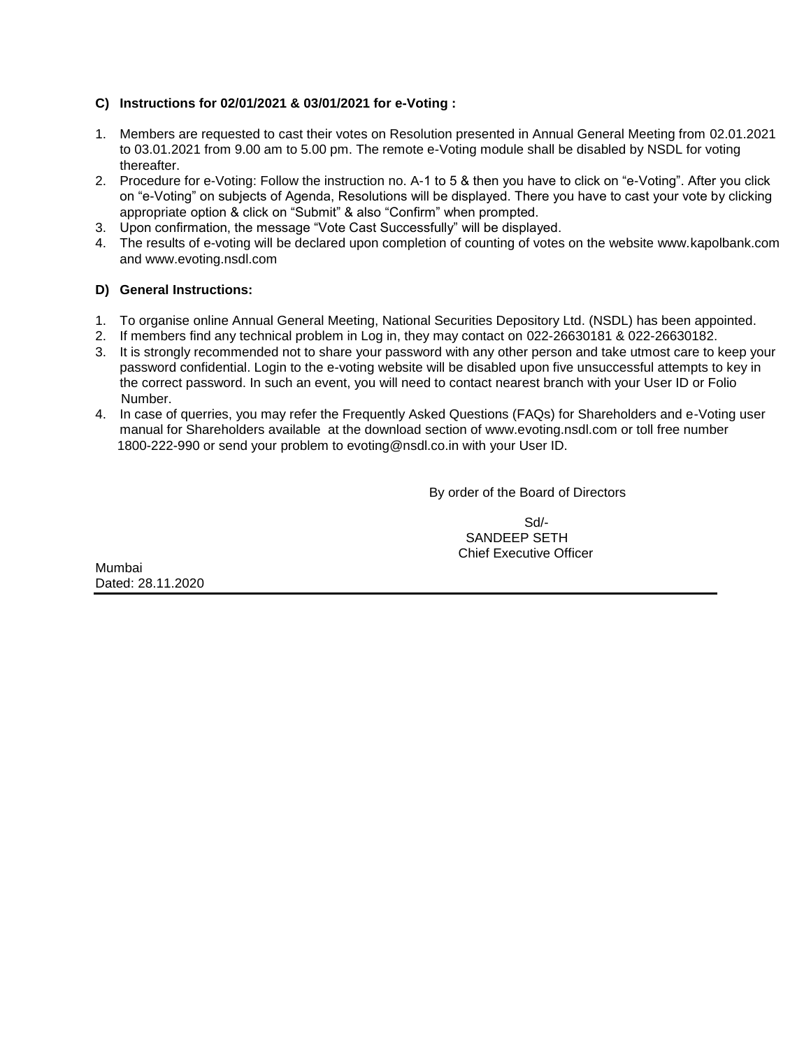**C) Instructions for 02/01/2021 & 03/01/2021 for e-Voting :**

1. Members are requested to cast their votes on Resolution presented in Annual General Meeting from 02.01.2021 to 03.01.2021 from 9.00 am to 5.00 pm. The remote e-Voting module shall be disabled by NSDL for voting thereafter.
2. Procedure for e-Voting: Follow the instruction no. A-1 to 5 & then you have to click on “e-Voting”. After you click on “e-Voting” on subjects of Agenda, Resolutions will be displayed. There you have to cast your vote by clicking appropriate option & click on “Submit” & also “Confirm” when prompted.
3. Upon confirmation, the message “Vote Cast Successfully” will be displayed.
4. The results of e-voting will be declared upon completion of counting of votes on the website www.kapolbank.com and www.evoting.nsdl.com

**D) General Instructions:**

1. To organise online Annual General Meeting, National Securities Depository Ltd. (NSDL) has been appointed.
2. If members find any technical problem in Log in, they may contact on 022-26630181 & 022-26630182.
3. It is strongly recommended not to share your password with any other person and take utmost care to keep your password confidential. Login to the e-voting website will be disabled upon five unsuccessful attempts to key in the correct password. In such an event, you will need to contact nearest branch with your User ID or Folio Number.
4. In case of querries, you may refer the Frequently Asked Questions (FAQs) for Shareholders and e-Voting user manual for Shareholders available at the download section of www.evoting.nsdl.com or toll free number 1800-222-990 or send your problem to evoting@nsdl.co.in with your User ID.

By order of the Board of Directors

Sd/-
SANDEEP SETH
Chief Executive Officer

Mumbai
Dated: 28.11.2020